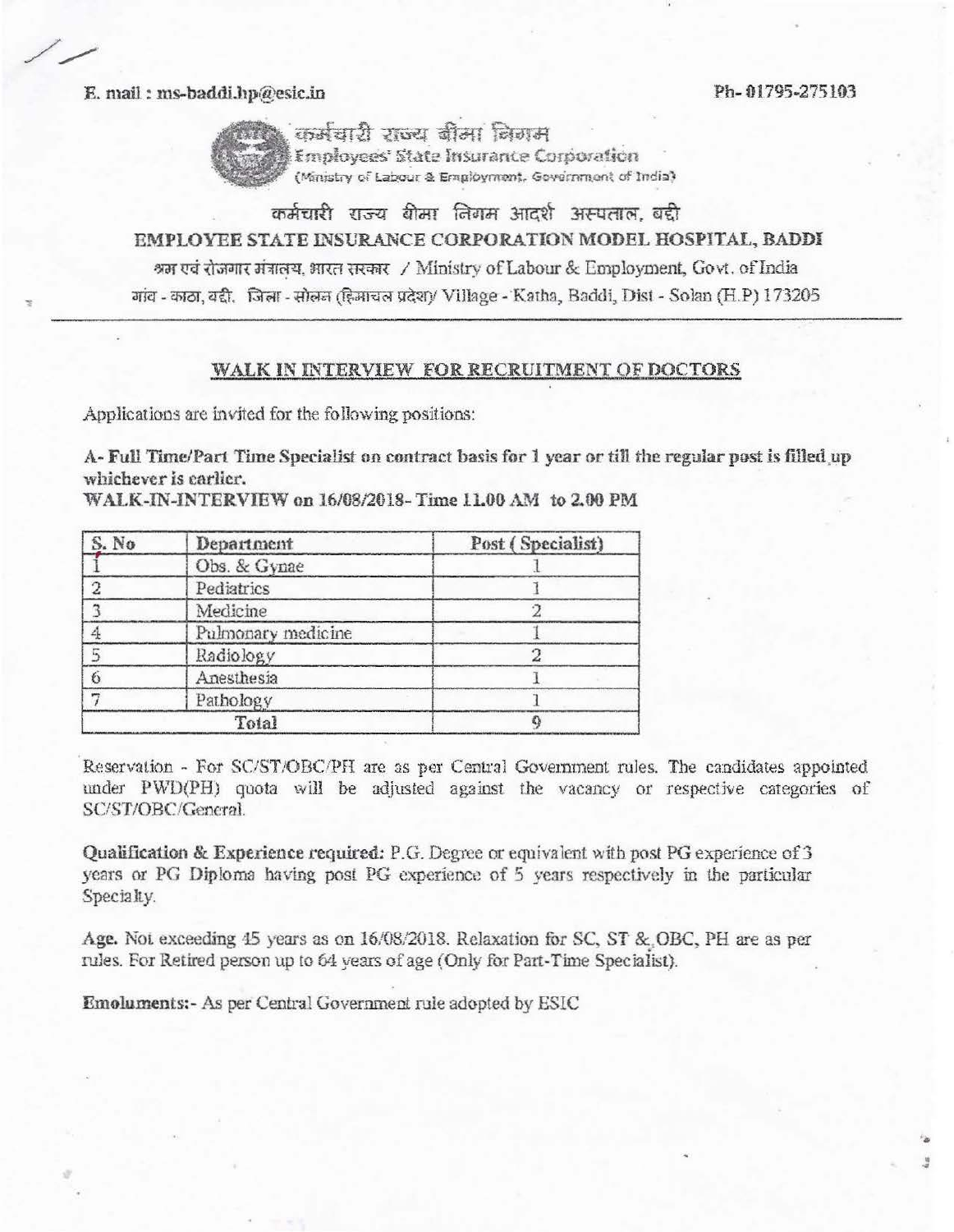E. mail : ms-baddi.hp@esic.in

Ph- 01795-275103

कर्मचारी राज्य बीमा निगम
Employees' State Insurance Corporation
(Ministry of Labour & Employment, Government of India)

# कर्मचारी राज्य बीमा निगम आदर्श अस्पताल, बद्दी

# EMPLOYEE STATE INSURANCE CORPORATION MODEL HOSPITAL, BADDI

श्रम एवं रोजगार मंत्रालय, भारत सरकार / Ministry of Labour & Employment, Govt. of India

गांव - काठा, बद्दी, जिला - सोलन (हिमाचल प्रदेश)/ Village - Katha, Baddi, Dist - Solan (H.P) 173205

## WALK IN INTERVIEW FOR RECRUITMENT OF DOCTORS

Applications are invited for the following positions:

**A- Full Time/Part Time Specialist on contract basis for 1 year or till the regular post is filled up whichever is earlier.**

**WALK-IN-INTERVIEW on 16/08/2018- Time 11.00 AM to 2.00 PM**

| S. No | Department | Post ( Specialist) |
|---|---|---|
| 1 | Obs. & Gynae | 1 |
| 2 | Pediatrics | 1 |
| 3 | Medicine | 2 |
| 4 | Pulmonary medicine | 1 |
| 5 | Radiology | 2 |
| 6 | Anesthesia | 1 |
| 7 | Pathology | 1 |
| Total | | 9 |

Reservation - For SC/ST/OBC/PH are as per Central Government rules. The candidates appointed under PWD(PH) quota will be adjusted against the vacancy or respective categories of SC/ST/OBC/General.

**Qualification & Experience required:** P.G. Degree or equivalent with post PG experience of 3 years or PG Diploma having post PG experience of 5 years respectively in the particular Specialty.

**Age.** Not exceeding 45 years as on 16/08/2018. Relaxation for SC, ST & OBC, PH are as per rules. For Retired person up to 64 years of age (Only for Part-Time Specialist).

**Emoluments:-** As per Central Government rule adopted by ESIC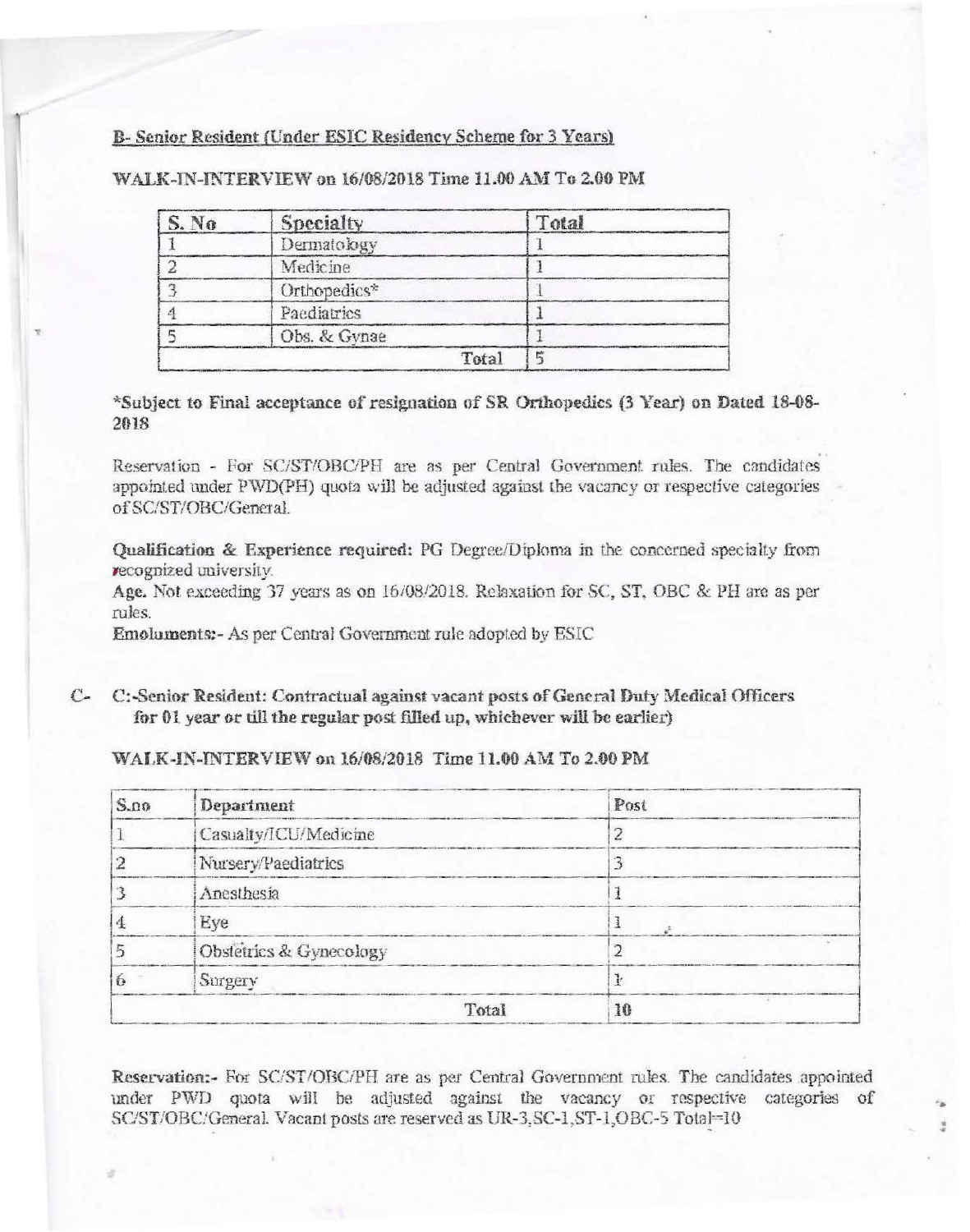## B- Senior Resident (Under ESIC Residency Scheme for 3 Years)

**WALK-IN-INTERVIEW on 16/08/2018 Time 11.00 AM To 2.00 PM**

| S. No | Specialty | Total |
|---|---|---|
| 1 | Dermatology | 1 |
| 2 | Medicine | 1 |
| 3 | Orthopedics* | 1 |
| 4 | Paediatrics | 1 |
| 5 | Obs. & Gynae | 1 |
| | Total | 5 |

**\*Subject to Final acceptance of resignation of SR Orthopedics (3 Year) on Dated 18-08-2018**

Reservation - For SC/ST/OBC/PH are as per Central Government rules. The candidates appointed under PWD(PH) quota will be adjusted against the vacancy or respective categories of SC/ST/OBC/General.

**Qualification & Experience required:** PG Degree/Diploma in the concerned specialty from recognized university.

**Age.** Not exceeding 37 years as on 16/08/2018. Relaxation for SC, ST, OBC & PH are as per rules.

**Emoluments:-** As per Central Government rule adopted by ESIC

## C- C:-Senior Resident: Contractual against vacant posts of General Duty Medical Officers for 01 year or till the regular post filled up, whichever will be earlier)

**WALK-IN-INTERVIEW on 16/08/2018 Time 11.00 AM To 2.00 PM**

| S.no | Department | Post |
|---|---|---|
| 1 | Casualty/ICU/Medicine | 2 |
| 2 | Nursery/Paediatrics | 3 |
| 3 | Anesthesia | 1 |
| 4 | Eye | 1 |
| 5 | Obstetrics & Gynecology | 2 |
| 6 | Surgery | 1 |
| | Total | 10 |

**Reservation:-** For SC/ST/OBC/PH are as per Central Government rules. The candidates appointed under PWD quota will be adjusted against the vacancy or respective categories of SC/ST/OBC/General. Vacant posts are reserved as UR-3,SC-1,ST-1,OBC-5 Total=10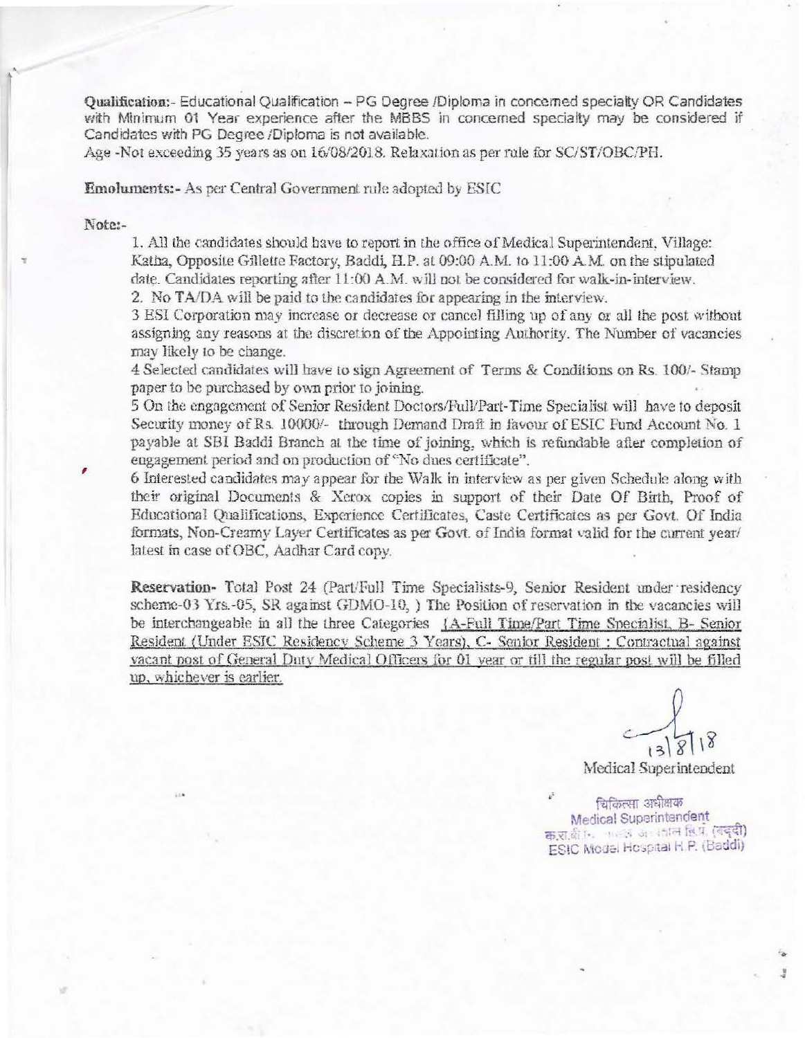**Qualification:-** Educational Qualification – PG Degree /Diploma in concerned specialty OR Candidates with Minimum 01 Year experience after the MBBS in concerned specialty may be considered if Candidates with PG Degree /Diploma is not available.

Age -Not exceeding 35 years as on 16/08/2018. Relaxation as per rule for SC/ST/OBC/PH.

**Emoluments:-** As per Central Government rule adopted by ESIC

Note:-

1. All the candidates should have to report in the office of Medical Superintendent, Village: Katha, Opposite Gillette Factory, Baddi, H.P. at 09:00 A.M. to 11:00 A.M. on the stipulated date. Candidates reporting after 11:00 A.M. will not be considered for walk-in-interview.
2. No TA/DA will be paid to the candidates for appearing in the interview.
3. ESI Corporation may increase or decrease or cancel filling up of any or all the post without assigning any reasons at the discretion of the Appointing Authority. The Number of vacancies may likely to be change.
4. Selected candidates will have to sign Agreement of Terms & Conditions on Rs. 100/- Stamp paper to be purchased by own prior to joining.
5. On the engagement of Senior Resident Doctors/Full/Part-Time Specialist will have to deposit Security money of Rs. 10000/- through Demand Draft in favour of ESIC Fund Account No. 1 payable at SBI Baddi Branch at the time of joining, which is refundable after completion of engagement period and on production of "No dues certificate".
6. Interested candidates may appear for the Walk in interview as per given Schedule along with their original Documents & Xerox copies in support of their Date Of Birth, Proof of Educational Qualifications, Experience Certificates, Caste Certificates as per Govt. Of India formats, Non-Creamy Layer Certificates as per Govt. of India format valid for the current year/ latest in case of OBC, Aadhar Card copy.

**Reservation-** Total Post 24 (Part/Full Time Specialists-9, Senior Resident under residency scheme-03 Yrs.-05, SR against GDMO-10, ) The Position of reservation in the vacancies will be interchangeable in all the three Categories (A-Full Time/Part Time Specialist, B- Senior Resident (Under ESIC Residency Scheme 3 Years), C- Senior Resident : Contractual against vacant post of General Duty Medical Officers for 01 year or till the regular post will be filled up, whichever is earlier.

13/8/18

Medical Superintendent

चिकित्सा अधीक्षक
Medical Superintendent
क.रा.बी.नि. आदर्श अस्पताल हि.प्र. (बद्दी)
ESIC Model Hospital H.P. (Baddi)